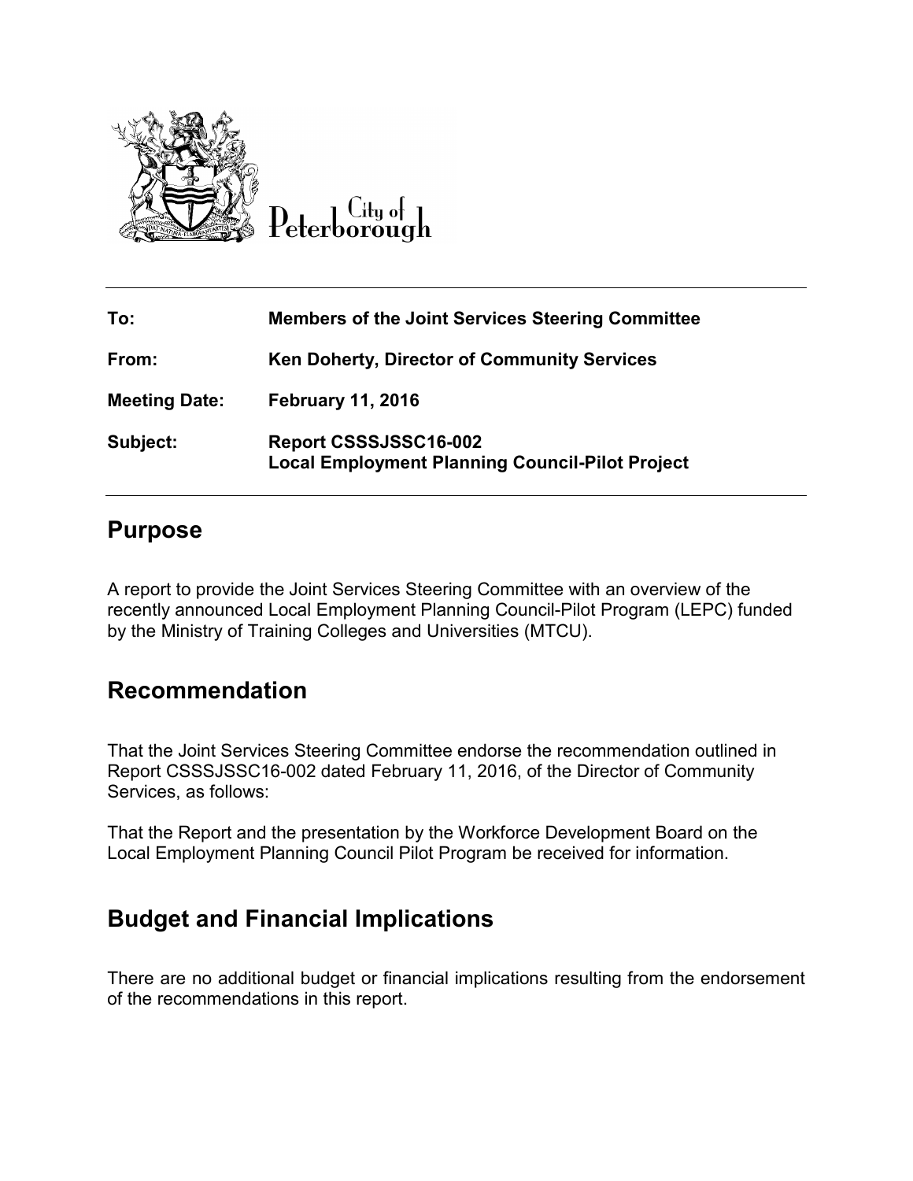City of Peterborough

| | |
|---|---|
| **To:** | **Members of the Joint Services Steering Committee** |
| **From:** | **Ken Doherty, Director of Community Services** |
| **Meeting Date:** | **February 11, 2016** |
| **Subject:** | **Report CSSSJSSC16-002**<br>**Local Employment Planning Council-Pilot Project** |

## Purpose

A report to provide the Joint Services Steering Committee with an overview of the recently announced Local Employment Planning Council-Pilot Program (LEPC) funded by the Ministry of Training Colleges and Universities (MTCU).

## Recommendation

That the Joint Services Steering Committee endorse the recommendation outlined in Report CSSSJSSC16-002 dated February 11, 2016, of the Director of Community Services, as follows:

That the Report and the presentation by the Workforce Development Board on the Local Employment Planning Council Pilot Program be received for information.

## Budget and Financial Implications

There are no additional budget or financial implications resulting from the endorsement of the recommendations in this report.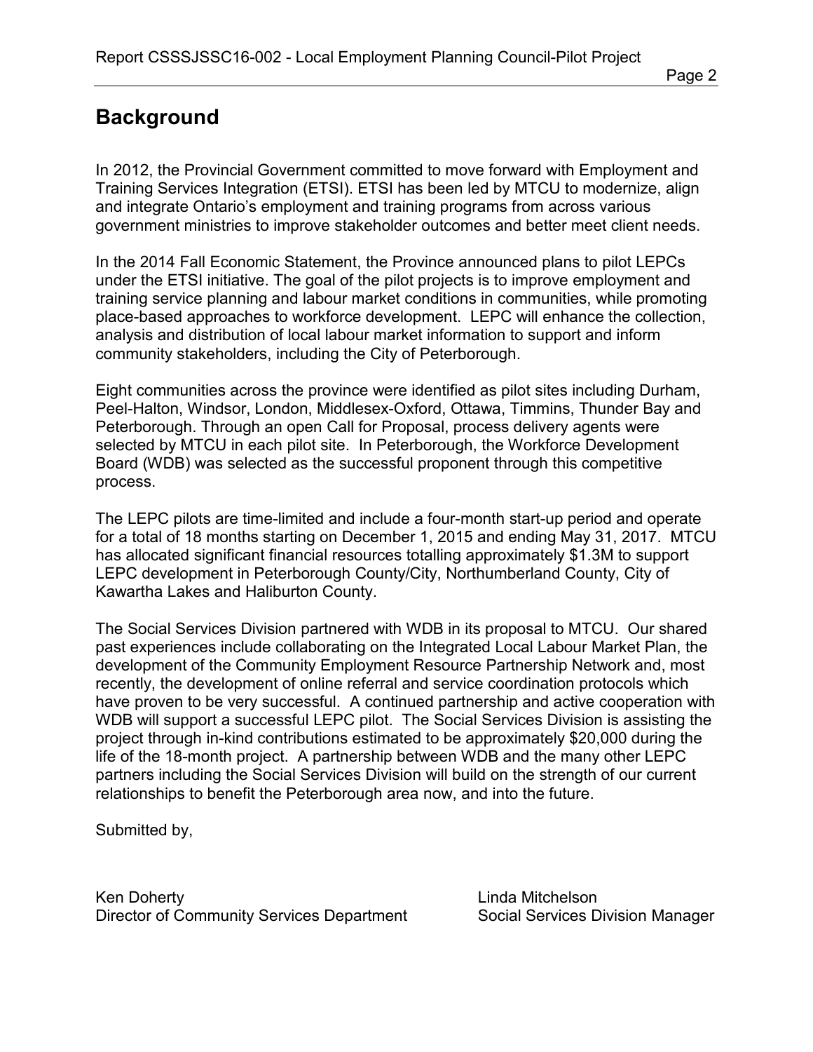## Background

In 2012, the Provincial Government committed to move forward with Employment and Training Services Integration (ETSI). ETSI has been led by MTCU to modernize, align and integrate Ontario's employment and training programs from across various government ministries to improve stakeholder outcomes and better meet client needs.

In the 2014 Fall Economic Statement, the Province announced plans to pilot LEPCs under the ETSI initiative. The goal of the pilot projects is to improve employment and training service planning and labour market conditions in communities, while promoting place-based approaches to workforce development. LEPC will enhance the collection, analysis and distribution of local labour market information to support and inform community stakeholders, including the City of Peterborough.

Eight communities across the province were identified as pilot sites including Durham, Peel-Halton, Windsor, London, Middlesex-Oxford, Ottawa, Timmins, Thunder Bay and Peterborough. Through an open Call for Proposal, process delivery agents were selected by MTCU in each pilot site. In Peterborough, the Workforce Development Board (WDB) was selected as the successful proponent through this competitive process.

The LEPC pilots are time-limited and include a four-month start-up period and operate for a total of 18 months starting on December 1, 2015 and ending May 31, 2017. MTCU has allocated significant financial resources totalling approximately $1.3M to support LEPC development in Peterborough County/City, Northumberland County, City of Kawartha Lakes and Haliburton County.

The Social Services Division partnered with WDB in its proposal to MTCU. Our shared past experiences include collaborating on the Integrated Local Labour Market Plan, the development of the Community Employment Resource Partnership Network and, most recently, the development of online referral and service coordination protocols which have proven to be very successful. A continued partnership and active cooperation with WDB will support a successful LEPC pilot. The Social Services Division is assisting the project through in-kind contributions estimated to be approximately $20,000 during the life of the 18-month project. A partnership between WDB and the many other LEPC partners including the Social Services Division will build on the strength of our current relationships to benefit the Peterborough area now, and into the future.

Submitted by,

Ken Doherty
Director of Community Services Department

Linda Mitchelson
Social Services Division Manager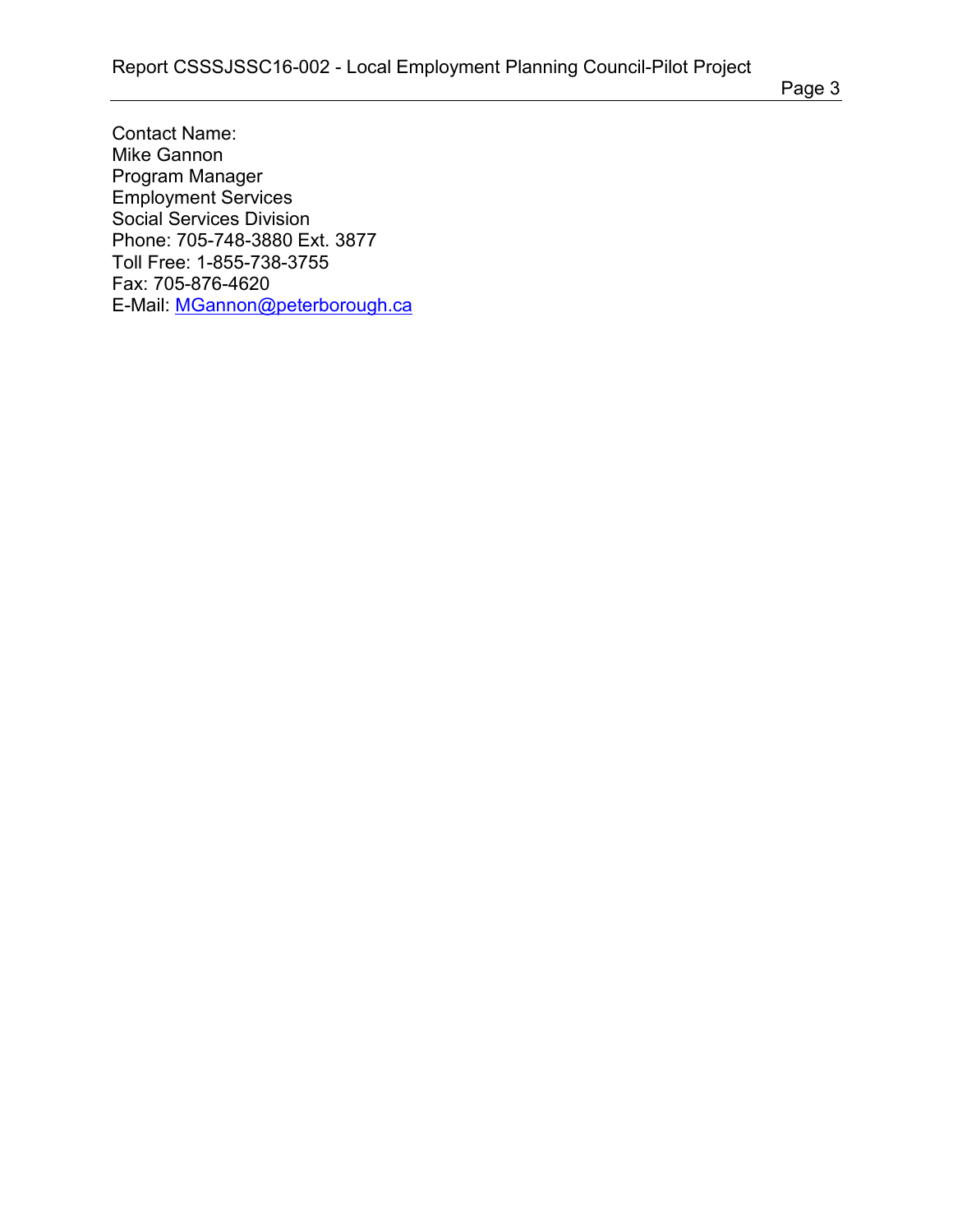Contact Name:
Mike Gannon
Program Manager
Employment Services
Social Services Division
Phone: 705-748-3880 Ext. 3877
Toll Free: 1-855-738-3755
Fax: 705-876-4620
E-Mail: MGannon@peterborough.ca